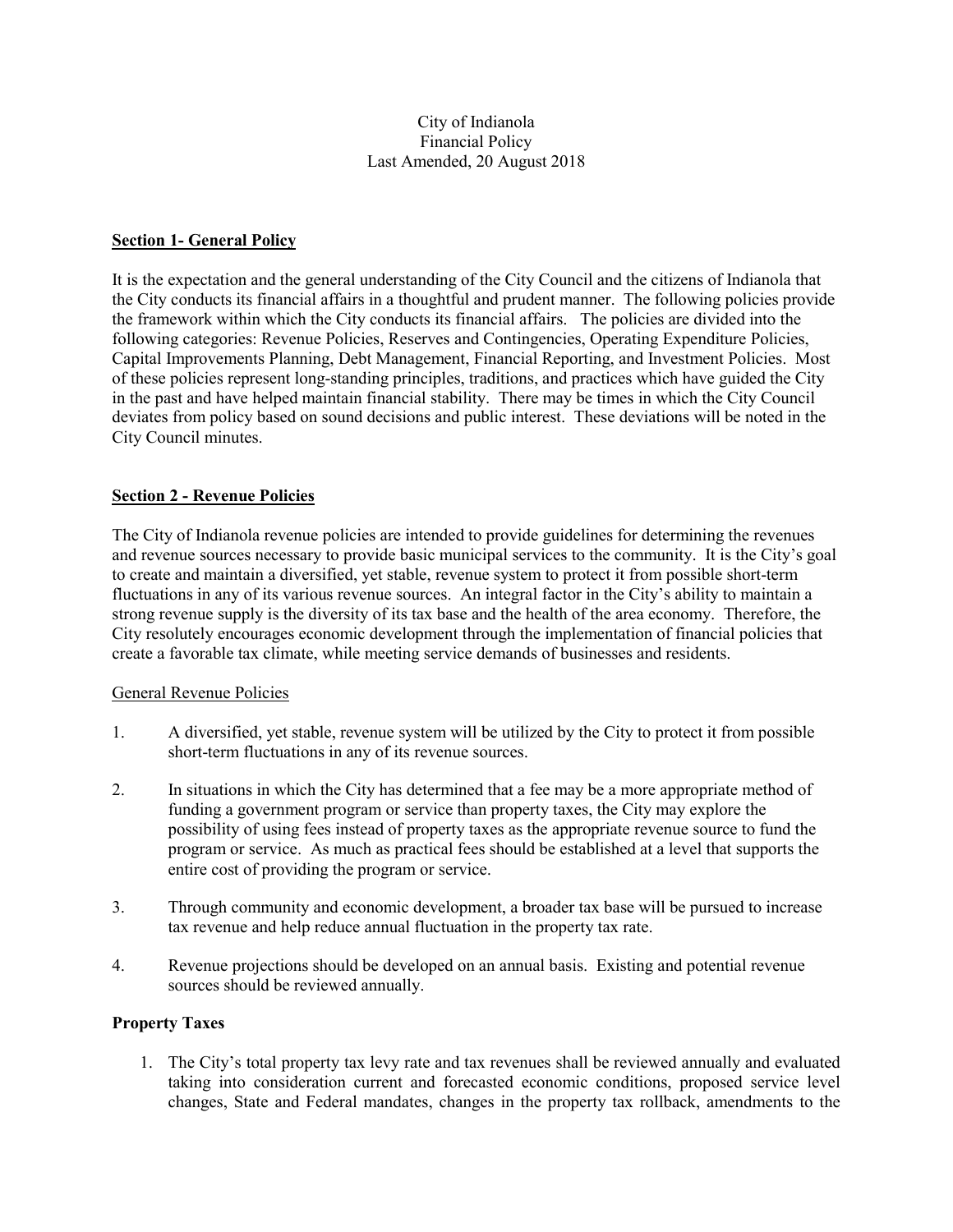City of Indianola
Financial Policy
Last Amended, 20 August 2018

## Section 1- General Policy

It is the expectation and the general understanding of the City Council and the citizens of Indianola that the City conducts its financial affairs in a thoughtful and prudent manner. The following policies provide the framework within which the City conducts its financial affairs. The policies are divided into the following categories: Revenue Policies, Reserves and Contingencies, Operating Expenditure Policies, Capital Improvements Planning, Debt Management, Financial Reporting, and Investment Policies. Most of these policies represent long-standing principles, traditions, and practices which have guided the City in the past and have helped maintain financial stability. There may be times in which the City Council deviates from policy based on sound decisions and public interest. These deviations will be noted in the City Council minutes.

## Section 2 - Revenue Policies

The City of Indianola revenue policies are intended to provide guidelines for determining the revenues and revenue sources necessary to provide basic municipal services to the community. It is the City's goal to create and maintain a diversified, yet stable, revenue system to protect it from possible short-term fluctuations in any of its various revenue sources. An integral factor in the City's ability to maintain a strong revenue supply is the diversity of its tax base and the health of the area economy. Therefore, the City resolutely encourages economic development through the implementation of financial policies that create a favorable tax climate, while meeting service demands of businesses and residents.

### General Revenue Policies

1. A diversified, yet stable, revenue system will be utilized by the City to protect it from possible short-term fluctuations in any of its revenue sources.

2. In situations in which the City has determined that a fee may be a more appropriate method of funding a government program or service than property taxes, the City may explore the possibility of using fees instead of property taxes as the appropriate revenue source to fund the program or service. As much as practical fees should be established at a level that supports the entire cost of providing the program or service.

3. Through community and economic development, a broader tax base will be pursued to increase tax revenue and help reduce annual fluctuation in the property tax rate.

4. Revenue projections should be developed on an annual basis. Existing and potential revenue sources should be reviewed annually.

### Property Taxes

1. The City's total property tax levy rate and tax revenues shall be reviewed annually and evaluated taking into consideration current and forecasted economic conditions, proposed service level changes, State and Federal mandates, changes in the property tax rollback, amendments to the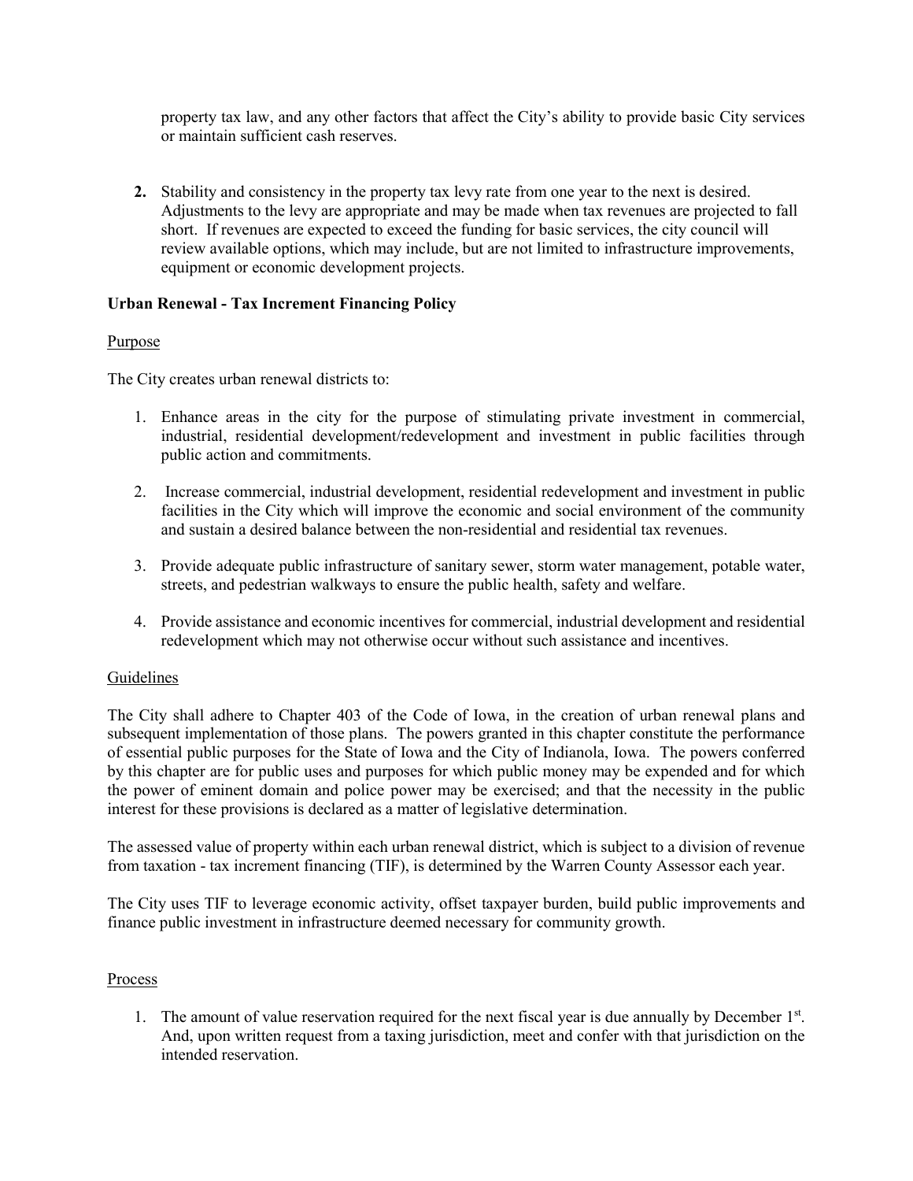property tax law, and any other factors that affect the City's ability to provide basic City services or maintain sufficient cash reserves.

2. Stability and consistency in the property tax levy rate from one year to the next is desired. Adjustments to the levy are appropriate and may be made when tax revenues are projected to fall short. If revenues are expected to exceed the funding for basic services, the city council will review available options, which may include, but are not limited to infrastructure improvements, equipment or economic development projects.

**Urban Renewal - Tax Increment Financing Policy**

Purpose

The City creates urban renewal districts to:

1. Enhance areas in the city for the purpose of stimulating private investment in commercial, industrial, residential development/redevelopment and investment in public facilities through public action and commitments.

2. Increase commercial, industrial development, residential redevelopment and investment in public facilities in the City which will improve the economic and social environment of the community and sustain a desired balance between the non-residential and residential tax revenues.

3. Provide adequate public infrastructure of sanitary sewer, storm water management, potable water, streets, and pedestrian walkways to ensure the public health, safety and welfare.

4. Provide assistance and economic incentives for commercial, industrial development and residential redevelopment which may not otherwise occur without such assistance and incentives.

Guidelines

The City shall adhere to Chapter 403 of the Code of Iowa, in the creation of urban renewal plans and subsequent implementation of those plans. The powers granted in this chapter constitute the performance of essential public purposes for the State of Iowa and the City of Indianola, Iowa. The powers conferred by this chapter are for public uses and purposes for which public money may be expended and for which the power of eminent domain and police power may be exercised; and that the necessity in the public interest for these provisions is declared as a matter of legislative determination.

The assessed value of property within each urban renewal district, which is subject to a division of revenue from taxation - tax increment financing (TIF), is determined by the Warren County Assessor each year.

The City uses TIF to leverage economic activity, offset taxpayer burden, build public improvements and finance public investment in infrastructure deemed necessary for community growth.

Process

1. The amount of value reservation required for the next fiscal year is due annually by December 1st. And, upon written request from a taxing jurisdiction, meet and confer with that jurisdiction on the intended reservation.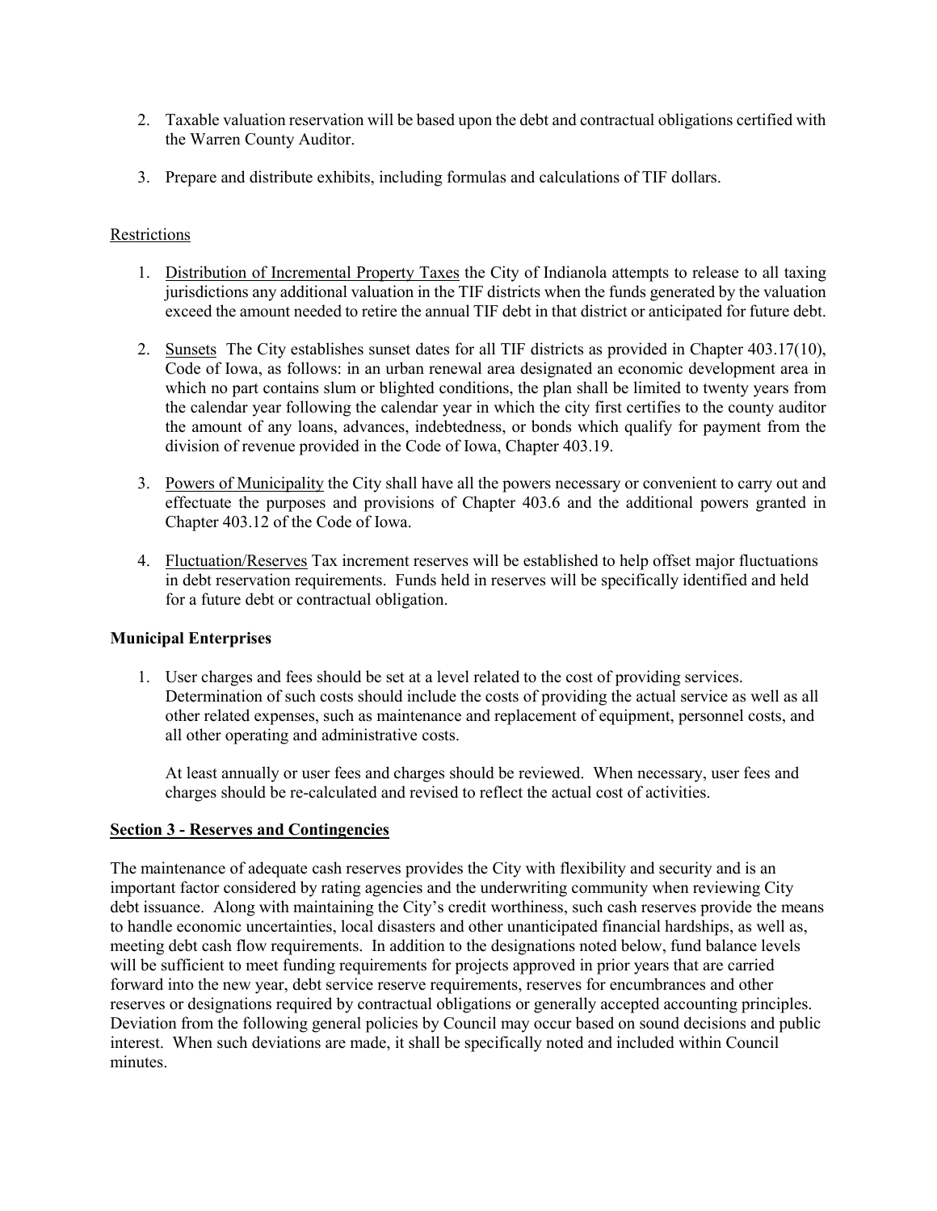2. Taxable valuation reservation will be based upon the debt and contractual obligations certified with the Warren County Auditor.

3. Prepare and distribute exhibits, including formulas and calculations of TIF dollars.

Restrictions

1. Distribution of Incremental Property Taxes the City of Indianola attempts to release to all taxing jurisdictions any additional valuation in the TIF districts when the funds generated by the valuation exceed the amount needed to retire the annual TIF debt in that district or anticipated for future debt.

2. Sunsets The City establishes sunset dates for all TIF districts as provided in Chapter 403.17(10), Code of Iowa, as follows: in an urban renewal area designated an economic development area in which no part contains slum or blighted conditions, the plan shall be limited to twenty years from the calendar year following the calendar year in which the city first certifies to the county auditor the amount of any loans, advances, indebtedness, or bonds which qualify for payment from the division of revenue provided in the Code of Iowa, Chapter 403.19.

3. Powers of Municipality the City shall have all the powers necessary or convenient to carry out and effectuate the purposes and provisions of Chapter 403.6 and the additional powers granted in Chapter 403.12 of the Code of Iowa.

4. Fluctuation/Reserves Tax increment reserves will be established to help offset major fluctuations in debt reservation requirements. Funds held in reserves will be specifically identified and held for a future debt or contractual obligation.

**Municipal Enterprises**

1. User charges and fees should be set at a level related to the cost of providing services. Determination of such costs should include the costs of providing the actual service as well as all other related expenses, such as maintenance and replacement of equipment, personnel costs, and all other operating and administrative costs.

   At least annually or user fees and charges should be reviewed. When necessary, user fees and charges should be re-calculated and revised to reflect the actual cost of activities.

## Section 3 - Reserves and Contingencies

The maintenance of adequate cash reserves provides the City with flexibility and security and is an important factor considered by rating agencies and the underwriting community when reviewing City debt issuance. Along with maintaining the City's credit worthiness, such cash reserves provide the means to handle economic uncertainties, local disasters and other unanticipated financial hardships, as well as, meeting debt cash flow requirements. In addition to the designations noted below, fund balance levels will be sufficient to meet funding requirements for projects approved in prior years that are carried forward into the new year, debt service reserve requirements, reserves for encumbrances and other reserves or designations required by contractual obligations or generally accepted accounting principles. Deviation from the following general policies by Council may occur based on sound decisions and public interest. When such deviations are made, it shall be specifically noted and included within Council minutes.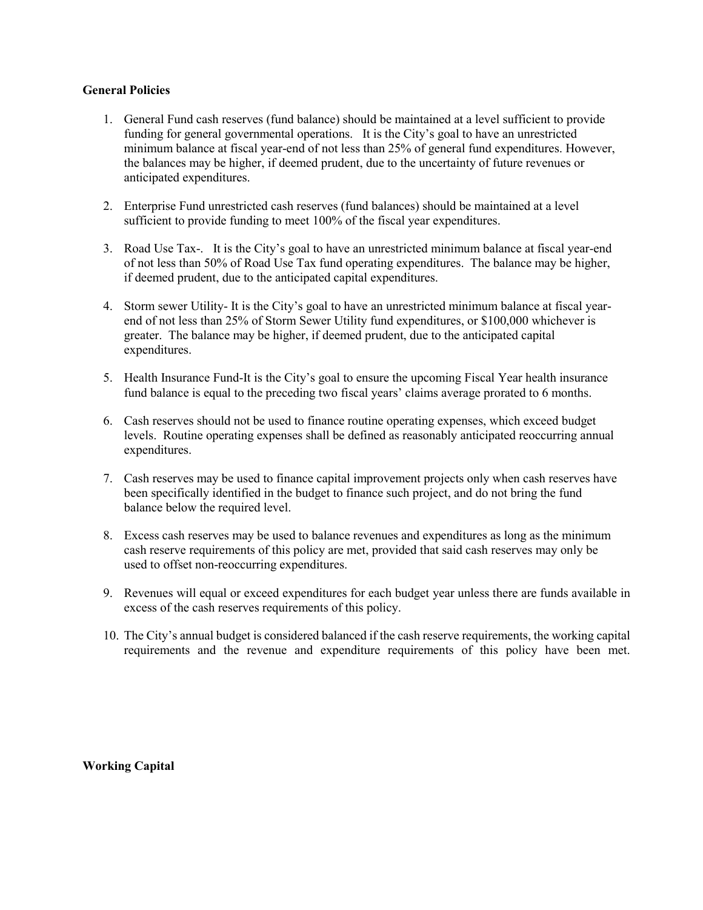**General Policies**

1. General Fund cash reserves (fund balance) should be maintained at a level sufficient to provide funding for general governmental operations. It is the City's goal to have an unrestricted minimum balance at fiscal year-end of not less than 25% of general fund expenditures. However, the balances may be higher, if deemed prudent, due to the uncertainty of future revenues or anticipated expenditures.

2. Enterprise Fund unrestricted cash reserves (fund balances) should be maintained at a level sufficient to provide funding to meet 100% of the fiscal year expenditures.

3. Road Use Tax-. It is the City's goal to have an unrestricted minimum balance at fiscal year-end of not less than 50% of Road Use Tax fund operating expenditures. The balance may be higher, if deemed prudent, due to the anticipated capital expenditures.

4. Storm sewer Utility- It is the City's goal to have an unrestricted minimum balance at fiscal year-end of not less than 25% of Storm Sewer Utility fund expenditures, or $100,000 whichever is greater. The balance may be higher, if deemed prudent, due to the anticipated capital expenditures.

5. Health Insurance Fund-It is the City's goal to ensure the upcoming Fiscal Year health insurance fund balance is equal to the preceding two fiscal years' claims average prorated to 6 months.

6. Cash reserves should not be used to finance routine operating expenses, which exceed budget levels. Routine operating expenses shall be defined as reasonably anticipated reoccurring annual expenditures.

7. Cash reserves may be used to finance capital improvement projects only when cash reserves have been specifically identified in the budget to finance such project, and do not bring the fund balance below the required level.

8. Excess cash reserves may be used to balance revenues and expenditures as long as the minimum cash reserve requirements of this policy are met, provided that said cash reserves may only be used to offset non-reoccurring expenditures.

9. Revenues will equal or exceed expenditures for each budget year unless there are funds available in excess of the cash reserves requirements of this policy.

10. The City's annual budget is considered balanced if the cash reserve requirements, the working capital requirements and the revenue and expenditure requirements of this policy have been met.

**Working Capital**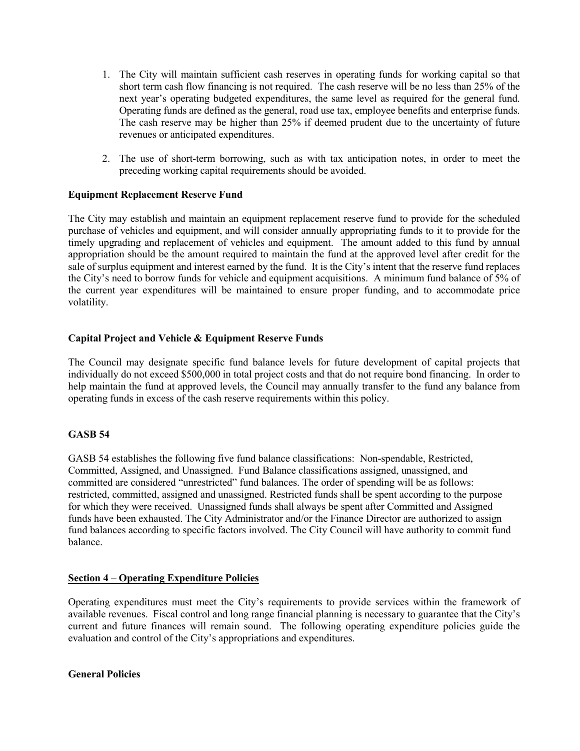1. The City will maintain sufficient cash reserves in operating funds for working capital so that short term cash flow financing is not required. The cash reserve will be no less than 25% of the next year's operating budgeted expenditures, the same level as required for the general fund. Operating funds are defined as the general, road use tax, employee benefits and enterprise funds. The cash reserve may be higher than 25% if deemed prudent due to the uncertainty of future revenues or anticipated expenditures.

2. The use of short-term borrowing, such as with tax anticipation notes, in order to meet the preceding working capital requirements should be avoided.

**Equipment Replacement Reserve Fund**

The City may establish and maintain an equipment replacement reserve fund to provide for the scheduled purchase of vehicles and equipment, and will consider annually appropriating funds to it to provide for the timely upgrading and replacement of vehicles and equipment. The amount added to this fund by annual appropriation should be the amount required to maintain the fund at the approved level after credit for the sale of surplus equipment and interest earned by the fund. It is the City's intent that the reserve fund replaces the City's need to borrow funds for vehicle and equipment acquisitions. A minimum fund balance of 5% of the current year expenditures will be maintained to ensure proper funding, and to accommodate price volatility.

**Capital Project and Vehicle & Equipment Reserve Funds**

The Council may designate specific fund balance levels for future development of capital projects that individually do not exceed $500,000 in total project costs and that do not require bond financing. In order to help maintain the fund at approved levels, the Council may annually transfer to the fund any balance from operating funds in excess of the cash reserve requirements within this policy.

**GASB 54**

GASB 54 establishes the following five fund balance classifications: Non-spendable, Restricted, Committed, Assigned, and Unassigned. Fund Balance classifications assigned, unassigned, and committed are considered "unrestricted" fund balances. The order of spending will be as follows: restricted, committed, assigned and unassigned. Restricted funds shall be spent according to the purpose for which they were received. Unassigned funds shall always be spent after Committed and Assigned funds have been exhausted. The City Administrator and/or the Finance Director are authorized to assign fund balances according to specific factors involved. The City Council will have authority to commit fund balance.

## Section 4 – Operating Expenditure Policies

Operating expenditures must meet the City's requirements to provide services within the framework of available revenues. Fiscal control and long range financial planning is necessary to guarantee that the City's current and future finances will remain sound. The following operating expenditure policies guide the evaluation and control of the City's appropriations and expenditures.

**General Policies**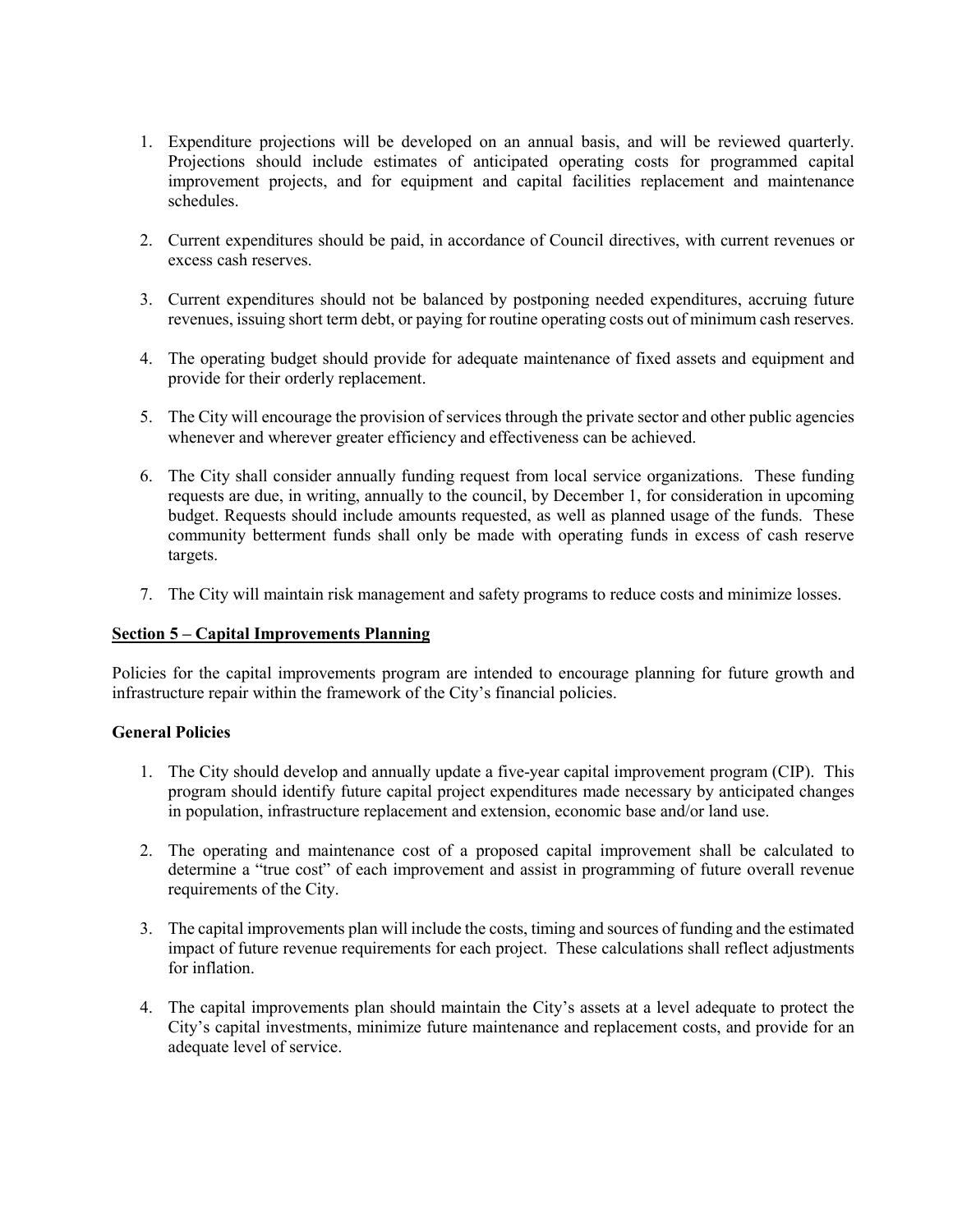1. Expenditure projections will be developed on an annual basis, and will be reviewed quarterly. Projections should include estimates of anticipated operating costs for programmed capital improvement projects, and for equipment and capital facilities replacement and maintenance schedules.

2. Current expenditures should be paid, in accordance of Council directives, with current revenues or excess cash reserves.

3. Current expenditures should not be balanced by postponing needed expenditures, accruing future revenues, issuing short term debt, or paying for routine operating costs out of minimum cash reserves.

4. The operating budget should provide for adequate maintenance of fixed assets and equipment and provide for their orderly replacement.

5. The City will encourage the provision of services through the private sector and other public agencies whenever and wherever greater efficiency and effectiveness can be achieved.

6. The City shall consider annually funding request from local service organizations. These funding requests are due, in writing, annually to the council, by December 1, for consideration in upcoming budget. Requests should include amounts requested, as well as planned usage of the funds. These community betterment funds shall only be made with operating funds in excess of cash reserve targets.

7. The City will maintain risk management and safety programs to reduce costs and minimize losses.

## Section 5 – Capital Improvements Planning

Policies for the capital improvements program are intended to encourage planning for future growth and infrastructure repair within the framework of the City's financial policies.

### General Policies

1. The City should develop and annually update a five-year capital improvement program (CIP). This program should identify future capital project expenditures made necessary by anticipated changes in population, infrastructure replacement and extension, economic base and/or land use.

2. The operating and maintenance cost of a proposed capital improvement shall be calculated to determine a "true cost" of each improvement and assist in programming of future overall revenue requirements of the City.

3. The capital improvements plan will include the costs, timing and sources of funding and the estimated impact of future revenue requirements for each project. These calculations shall reflect adjustments for inflation.

4. The capital improvements plan should maintain the City's assets at a level adequate to protect the City's capital investments, minimize future maintenance and replacement costs, and provide for an adequate level of service.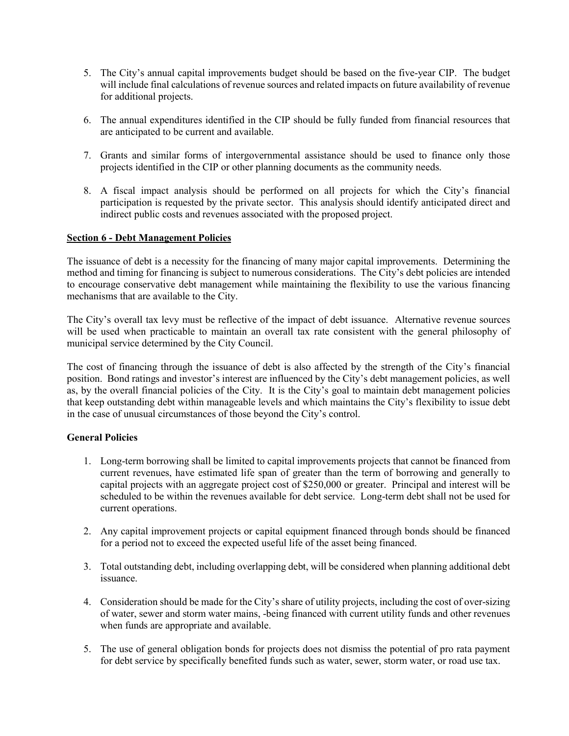5. The City's annual capital improvements budget should be based on the five-year CIP. The budget will include final calculations of revenue sources and related impacts on future availability of revenue for additional projects.

6. The annual expenditures identified in the CIP should be fully funded from financial resources that are anticipated to be current and available.

7. Grants and similar forms of intergovernmental assistance should be used to finance only those projects identified in the CIP or other planning documents as the community needs.

8. A fiscal impact analysis should be performed on all projects for which the City's financial participation is requested by the private sector. This analysis should identify anticipated direct and indirect public costs and revenues associated with the proposed project.

## Section 6 - Debt Management Policies

The issuance of debt is a necessity for the financing of many major capital improvements. Determining the method and timing for financing is subject to numerous considerations. The City's debt policies are intended to encourage conservative debt management while maintaining the flexibility to use the various financing mechanisms that are available to the City.

The City's overall tax levy must be reflective of the impact of debt issuance. Alternative revenue sources will be used when practicable to maintain an overall tax rate consistent with the general philosophy of municipal service determined by the City Council.

The cost of financing through the issuance of debt is also affected by the strength of the City's financial position. Bond ratings and investor's interest are influenced by the City's debt management policies, as well as, by the overall financial policies of the City. It is the City's goal to maintain debt management policies that keep outstanding debt within manageable levels and which maintains the City's flexibility to issue debt in the case of unusual circumstances of those beyond the City's control.

### General Policies

1. Long-term borrowing shall be limited to capital improvements projects that cannot be financed from current revenues, have estimated life span of greater than the term of borrowing and generally to capital projects with an aggregate project cost of $250,000 or greater. Principal and interest will be scheduled to be within the revenues available for debt service. Long-term debt shall not be used for current operations.

2. Any capital improvement projects or capital equipment financed through bonds should be financed for a period not to exceed the expected useful life of the asset being financed.

3. Total outstanding debt, including overlapping debt, will be considered when planning additional debt issuance.

4. Consideration should be made for the City's share of utility projects, including the cost of over-sizing of water, sewer and storm water mains, -being financed with current utility funds and other revenues when funds are appropriate and available.

5. The use of general obligation bonds for projects does not dismiss the potential of pro rata payment for debt service by specifically benefited funds such as water, sewer, storm water, or road use tax.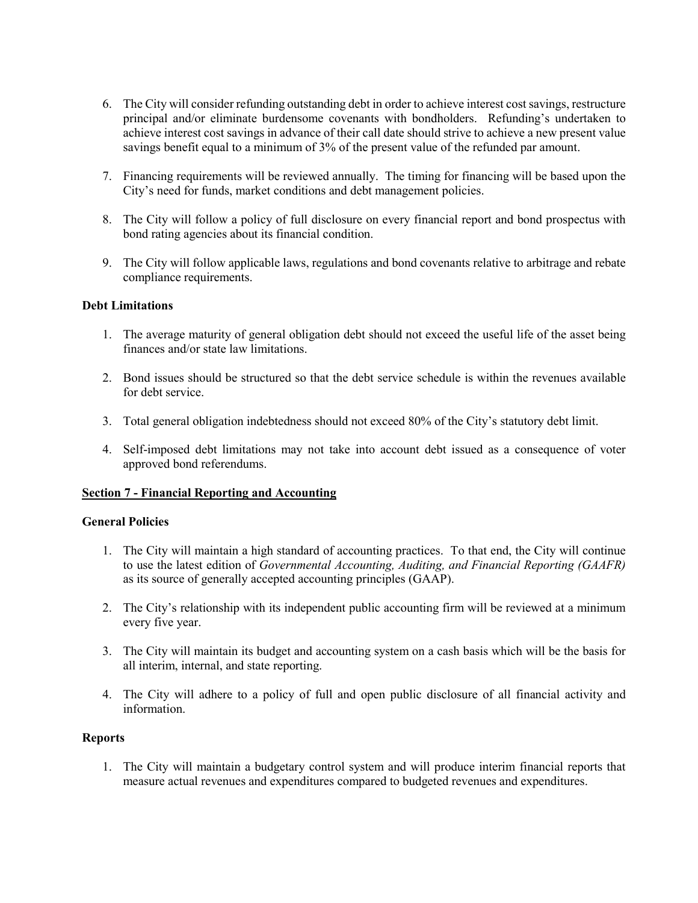6. The City will consider refunding outstanding debt in order to achieve interest cost savings, restructure principal and/or eliminate burdensome covenants with bondholders. Refunding's undertaken to achieve interest cost savings in advance of their call date should strive to achieve a new present value savings benefit equal to a minimum of 3% of the present value of the refunded par amount.

7. Financing requirements will be reviewed annually. The timing for financing will be based upon the City's need for funds, market conditions and debt management policies.

8. The City will follow a policy of full disclosure on every financial report and bond prospectus with bond rating agencies about its financial condition.

9. The City will follow applicable laws, regulations and bond covenants relative to arbitrage and rebate compliance requirements.

**Debt Limitations**

1. The average maturity of general obligation debt should not exceed the useful life of the asset being finances and/or state law limitations.

2. Bond issues should be structured so that the debt service schedule is within the revenues available for debt service.

3. Total general obligation indebtedness should not exceed 80% of the City's statutory debt limit.

4. Self-imposed debt limitations may not take into account debt issued as a consequence of voter approved bond referendums.

## Section 7 - Financial Reporting and Accounting

**General Policies**

1. The City will maintain a high standard of accounting practices. To that end, the City will continue to use the latest edition of *Governmental Accounting, Auditing, and Financial Reporting (GAAFR)* as its source of generally accepted accounting principles (GAAP).

2. The City's relationship with its independent public accounting firm will be reviewed at a minimum every five year.

3. The City will maintain its budget and accounting system on a cash basis which will be the basis for all interim, internal, and state reporting.

4. The City will adhere to a policy of full and open public disclosure of all financial activity and information.

**Reports**

1. The City will maintain a budgetary control system and will produce interim financial reports that measure actual revenues and expenditures compared to budgeted revenues and expenditures.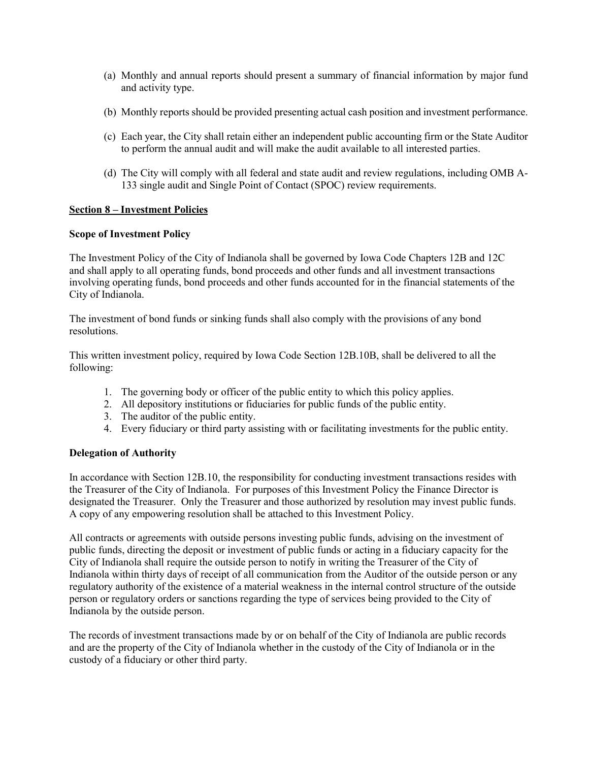(a) Monthly and annual reports should present a summary of financial information by major fund and activity type.

(b) Monthly reports should be provided presenting actual cash position and investment performance.

(c) Each year, the City shall retain either an independent public accounting firm or the State Auditor to perform the annual audit and will make the audit available to all interested parties.

(d) The City will comply with all federal and state audit and review regulations, including OMB A-133 single audit and Single Point of Contact (SPOC) review requirements.

## Section 8 – Investment Policies

**Scope of Investment Policy**

The Investment Policy of the City of Indianola shall be governed by Iowa Code Chapters 12B and 12C and shall apply to all operating funds, bond proceeds and other funds and all investment transactions involving operating funds, bond proceeds and other funds accounted for in the financial statements of the City of Indianola.

The investment of bond funds or sinking funds shall also comply with the provisions of any bond resolutions.

This written investment policy, required by Iowa Code Section 12B.10B, shall be delivered to all the following:

1. The governing body or officer of the public entity to which this policy applies.
2. All depository institutions or fiduciaries for public funds of the public entity.
3. The auditor of the public entity.
4. Every fiduciary or third party assisting with or facilitating investments for the public entity.

**Delegation of Authority**

In accordance with Section 12B.10, the responsibility for conducting investment transactions resides with the Treasurer of the City of Indianola. For purposes of this Investment Policy the Finance Director is designated the Treasurer. Only the Treasurer and those authorized by resolution may invest public funds. A copy of any empowering resolution shall be attached to this Investment Policy.

All contracts or agreements with outside persons investing public funds, advising on the investment of public funds, directing the deposit or investment of public funds or acting in a fiduciary capacity for the City of Indianola shall require the outside person to notify in writing the Treasurer of the City of Indianola within thirty days of receipt of all communication from the Auditor of the outside person or any regulatory authority of the existence of a material weakness in the internal control structure of the outside person or regulatory orders or sanctions regarding the type of services being provided to the City of Indianola by the outside person.

The records of investment transactions made by or on behalf of the City of Indianola are public records and are the property of the City of Indianola whether in the custody of the City of Indianola or in the custody of a fiduciary or other third party.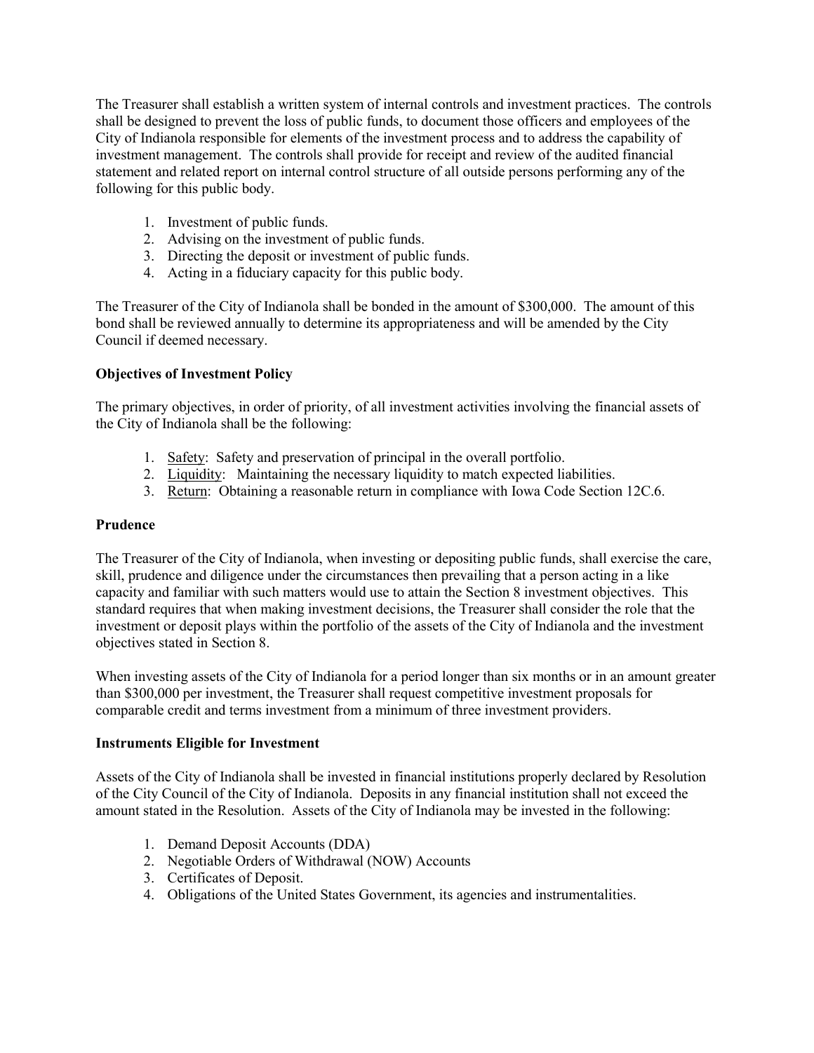The Treasurer shall establish a written system of internal controls and investment practices. The controls shall be designed to prevent the loss of public funds, to document those officers and employees of the City of Indianola responsible for elements of the investment process and to address the capability of investment management. The controls shall provide for receipt and review of the audited financial statement and related report on internal control structure of all outside persons performing any of the following for this public body.

1. Investment of public funds.
2. Advising on the investment of public funds.
3. Directing the deposit or investment of public funds.
4. Acting in a fiduciary capacity for this public body.

The Treasurer of the City of Indianola shall be bonded in the amount of $300,000. The amount of this bond shall be reviewed annually to determine its appropriateness and will be amended by the City Council if deemed necessary.

**Objectives of Investment Policy**

The primary objectives, in order of priority, of all investment activities involving the financial assets of the City of Indianola shall be the following:

1. <u>Safety</u>: Safety and preservation of principal in the overall portfolio.
2. <u>Liquidity</u>: Maintaining the necessary liquidity to match expected liabilities.
3. <u>Return</u>: Obtaining a reasonable return in compliance with Iowa Code Section 12C.6.

**Prudence**

The Treasurer of the City of Indianola, when investing or depositing public funds, shall exercise the care, skill, prudence and diligence under the circumstances then prevailing that a person acting in a like capacity and familiar with such matters would use to attain the Section 8 investment objectives. This standard requires that when making investment decisions, the Treasurer shall consider the role that the investment or deposit plays within the portfolio of the assets of the City of Indianola and the investment objectives stated in Section 8.

When investing assets of the City of Indianola for a period longer than six months or in an amount greater than $300,000 per investment, the Treasurer shall request competitive investment proposals for comparable credit and terms investment from a minimum of three investment providers.

**Instruments Eligible for Investment**

Assets of the City of Indianola shall be invested in financial institutions properly declared by Resolution of the City Council of the City of Indianola. Deposits in any financial institution shall not exceed the amount stated in the Resolution. Assets of the City of Indianola may be invested in the following:

1. Demand Deposit Accounts (DDA)
2. Negotiable Orders of Withdrawal (NOW) Accounts
3. Certificates of Deposit.
4. Obligations of the United States Government, its agencies and instrumentalities.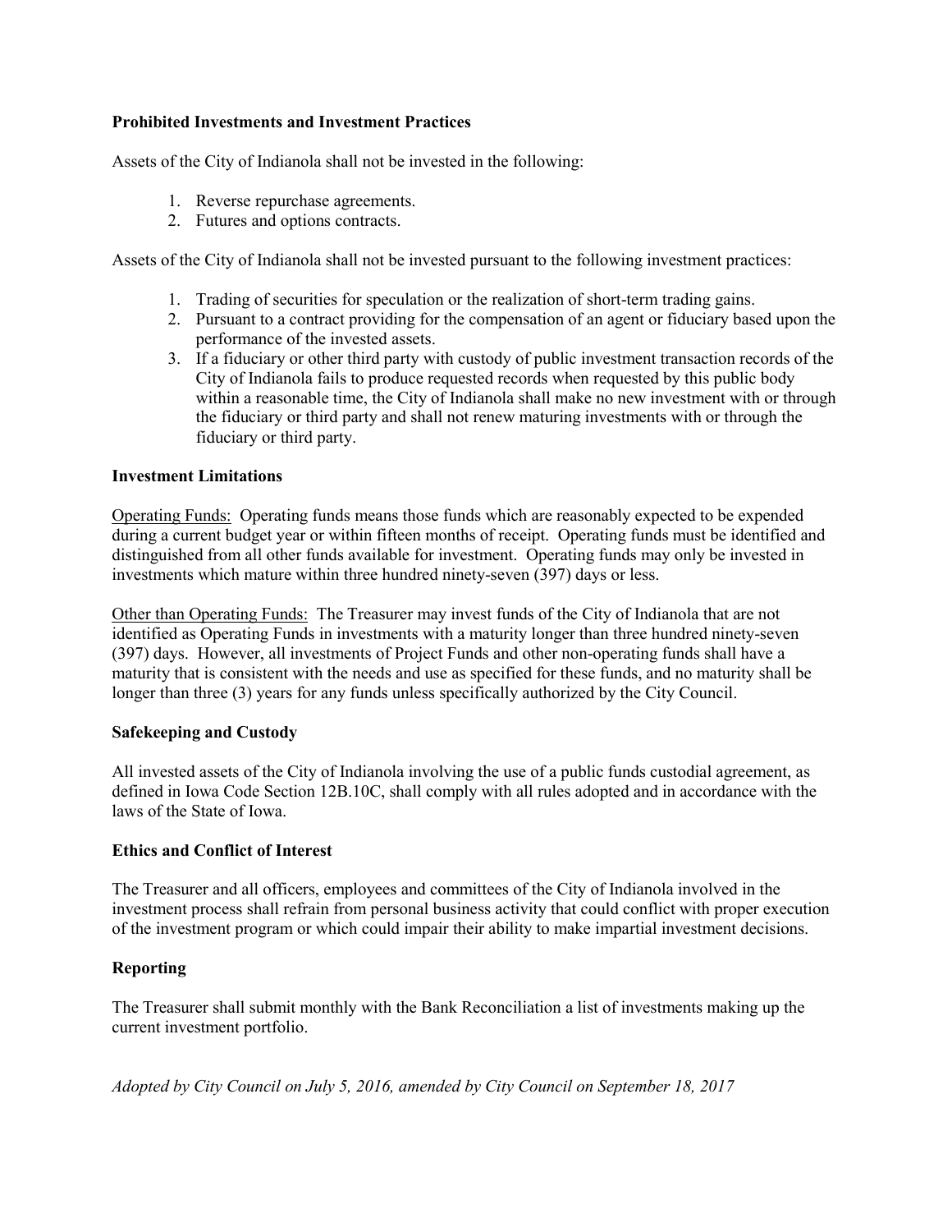**Prohibited Investments and Investment Practices**

Assets of the City of Indianola shall not be invested in the following:

1. Reverse repurchase agreements.
2. Futures and options contracts.

Assets of the City of Indianola shall not be invested pursuant to the following investment practices:

1. Trading of securities for speculation or the realization of short-term trading gains.
2. Pursuant to a contract providing for the compensation of an agent or fiduciary based upon the performance of the invested assets.
3. If a fiduciary or other third party with custody of public investment transaction records of the City of Indianola fails to produce requested records when requested by this public body within a reasonable time, the City of Indianola shall make no new investment with or through the fiduciary or third party and shall not renew maturing investments with or through the fiduciary or third party.

**Investment Limitations**

Operating Funds: Operating funds means those funds which are reasonably expected to be expended during a current budget year or within fifteen months of receipt. Operating funds must be identified and distinguished from all other funds available for investment. Operating funds may only be invested in investments which mature within three hundred ninety-seven (397) days or less.

Other than Operating Funds: The Treasurer may invest funds of the City of Indianola that are not identified as Operating Funds in investments with a maturity longer than three hundred ninety-seven (397) days. However, all investments of Project Funds and other non-operating funds shall have a maturity that is consistent with the needs and use as specified for these funds, and no maturity shall be longer than three (3) years for any funds unless specifically authorized by the City Council.

**Safekeeping and Custody**

All invested assets of the City of Indianola involving the use of a public funds custodial agreement, as defined in Iowa Code Section 12B.10C, shall comply with all rules adopted and in accordance with the laws of the State of Iowa.

**Ethics and Conflict of Interest**

The Treasurer and all officers, employees and committees of the City of Indianola involved in the investment process shall refrain from personal business activity that could conflict with proper execution of the investment program or which could impair their ability to make impartial investment decisions.

**Reporting**

The Treasurer shall submit monthly with the Bank Reconciliation a list of investments making up the current investment portfolio.

*Adopted by City Council on July 5, 2016, amended by City Council on September 18, 2017*